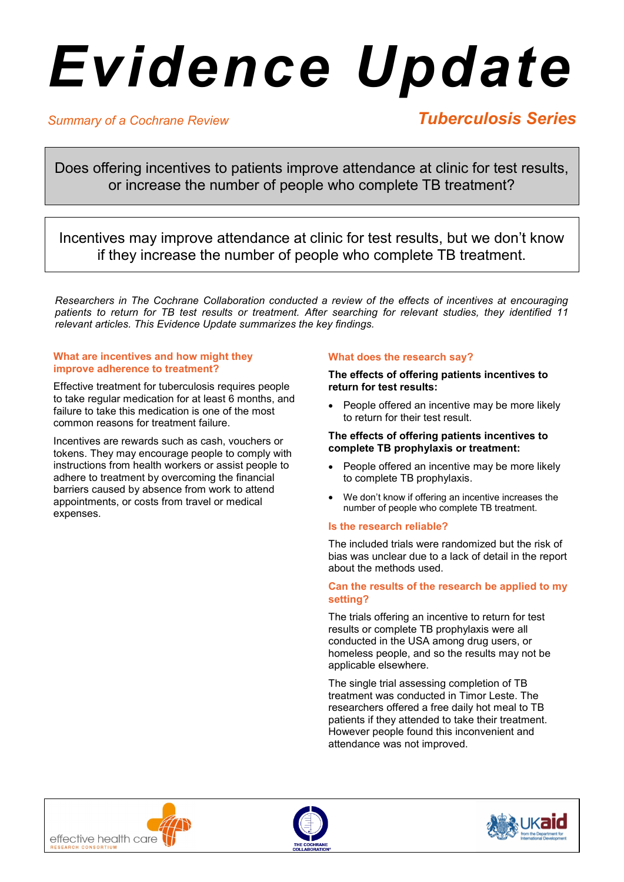# Evidence Update

*Summary of a Cochrane Review*

**Tuberculosis Series**

Does offering incentives to patients improve attendance at clinic for test results, or increase the number of people who complete TB treatment?

Incentives may improve attendance at clinic for test results, but we don't know if they increase the number of people who complete TB treatment.

*Researchers in The Cochrane Collaboration conducted a review of the effects of incentives at encouraging patients to return for TB test results or treatment. After searching for relevant studies, they identified 11 relevant articles. This Evidence Update summarizes the key findings.*

## What are incentives and how might they improve adherence to treatment?

Effective treatment for tuberculosis requires people to take regular medication for at least 6 months, and failure to take this medication is one of the most common reasons for treatment failure.

Incentives are rewards such as cash, vouchers or tokens. They may encourage people to comply with instructions from health workers or assist people to adhere to treatment by overcoming the financial barriers caused by absence from work to attend appointments, or costs from travel or medical expenses.

## What does the research say?

**The effects of offering patients incentives to return for test results:**

- People offered an incentive may be more likely to return for their test result.

**The effects of offering patients incentives to complete TB prophylaxis or treatment:**

- People offered an incentive may be more likely to complete TB prophylaxis.
- We don't know if offering an incentive increases the number of people who complete TB treatment.

## Is the research reliable?

The included trials were randomized but the risk of bias was unclear due to a lack of detail in the report about the methods used.

## Can the results of the research be applied to my setting?

The trials offering an incentive to return for test results or complete TB prophylaxis were all conducted in the USA among drug users, or homeless people, and so the results may not be applicable elsewhere.

The single trial assessing completion of TB treatment was conducted in Timor Leste. The researchers offered a free daily hot meal to TB patients if they attended to take their treatment. However people found this inconvenient and attendance was not improved.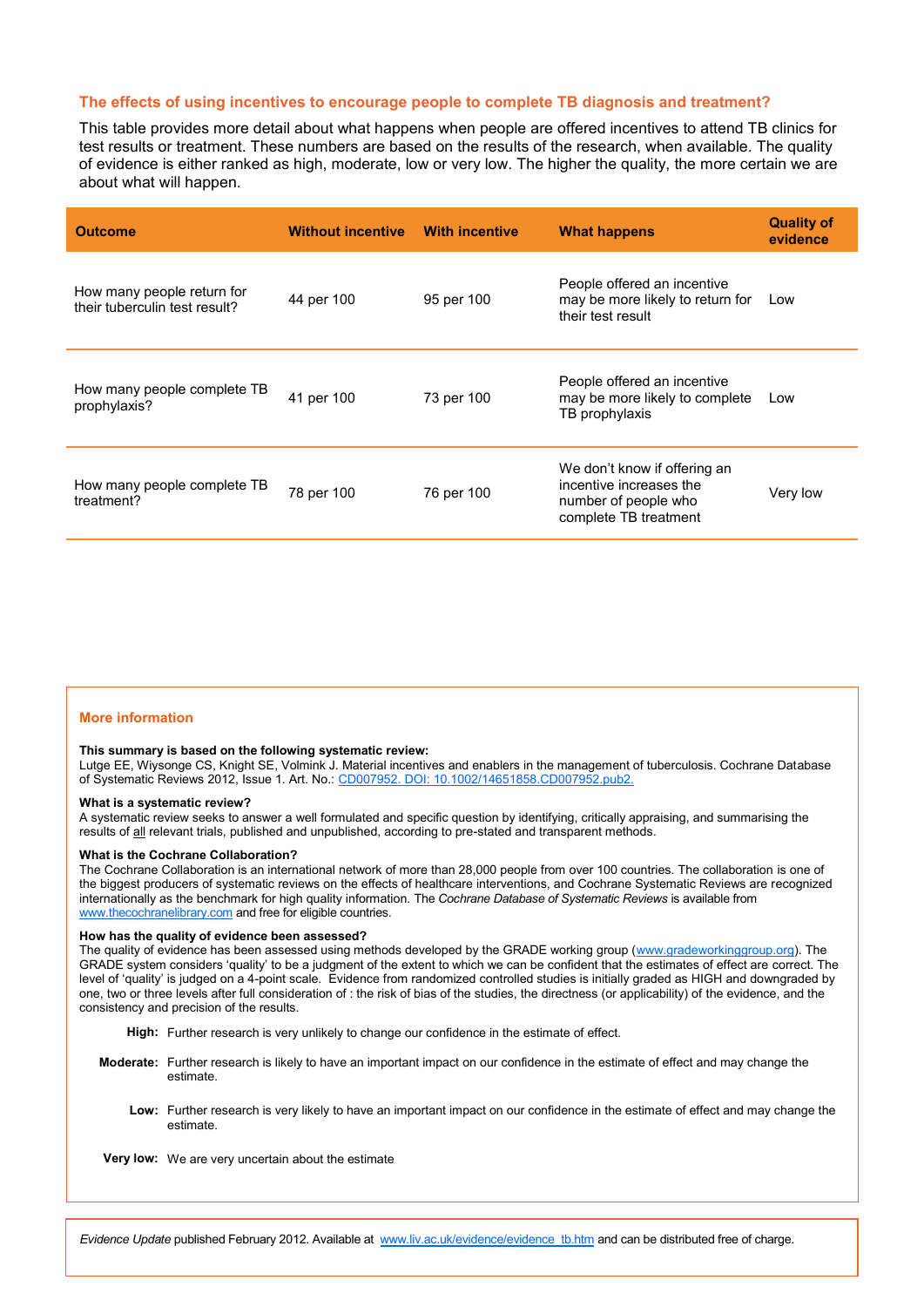## The effects of using incentives to encourage people to complete TB diagnosis and treatment?

This table provides more detail about what happens when people are offered incentives to attend TB clinics for test results or treatment. These numbers are based on the results of the research, when available. The quality of evidence is either ranked as high, moderate, low or very low. The higher the quality, the more certain we are about what will happen.

| Outcome | Without incentive | With incentive | What happens | Quality of evidence |
|---|---|---|---|---|
| How many people return for their tuberculin test result? | 44 per 100 | 95 per 100 | People offered an incentive may be more likely to return for their test result | Low |
| How many people complete TB prophylaxis? | 41 per 100 | 73 per 100 | People offered an incentive may be more likely to complete TB prophylaxis | Low |
| How many people complete TB treatment? | 78 per 100 | 76 per 100 | We don't know if offering an incentive increases the number of people who complete TB treatment | Very low |

### More information

**This summary is based on the following systematic review:**
Lutge EE, Wiysonge CS, Knight SE, Volmink J. Material incentives and enablers in the management of tuberculosis. Cochrane Database of Systematic Reviews 2012, Issue 1. Art. No.: CD007952. DOI: 10.1002/14651858.CD007952.pub2.

**What is a systematic review?**
A systematic review seeks to answer a well formulated and specific question by identifying, critically appraising, and summarising the results of all relevant trials, published and unpublished, according to pre-stated and transparent methods.

**What is the Cochrane Collaboration?**
The Cochrane Collaboration is an international network of more than 28,000 people from over 100 countries. The collaboration is one of the biggest producers of systematic reviews on the effects of healthcare interventions, and Cochrane Systematic Reviews are recognized internationally as the benchmark for high quality information. The *Cochrane Database of Systematic Reviews* is available from www.thecochranelibrary.com and free for eligible countries.

**How has the quality of evidence been assessed?**
The quality of evidence has been assessed using methods developed by the GRADE working group (www.gradeworkinggroup.org). The GRADE system considers 'quality' to be a judgment of the extent to which we can be confident that the estimates of effect are correct. The level of 'quality' is judged on a 4-point scale. Evidence from randomized controlled studies is initially graded as HIGH and downgraded by one, two or three levels after full consideration of : the risk of bias of the studies, the directness (or applicability) of the evidence, and the consistency and precision of the results.

**High:** Further research is very unlikely to change our confidence in the estimate of effect.

**Moderate:** Further research is likely to have an important impact on our confidence in the estimate of effect and may change the estimate.

**Low:** Further research is very likely to have an important impact on our confidence in the estimate of effect and may change the estimate.

**Very low:** We are very uncertain about the estimate

*Evidence Update* published February 2012. Available at www.liv.ac.uk/evidence/evidence_tb.htm and can be distributed free of charge.